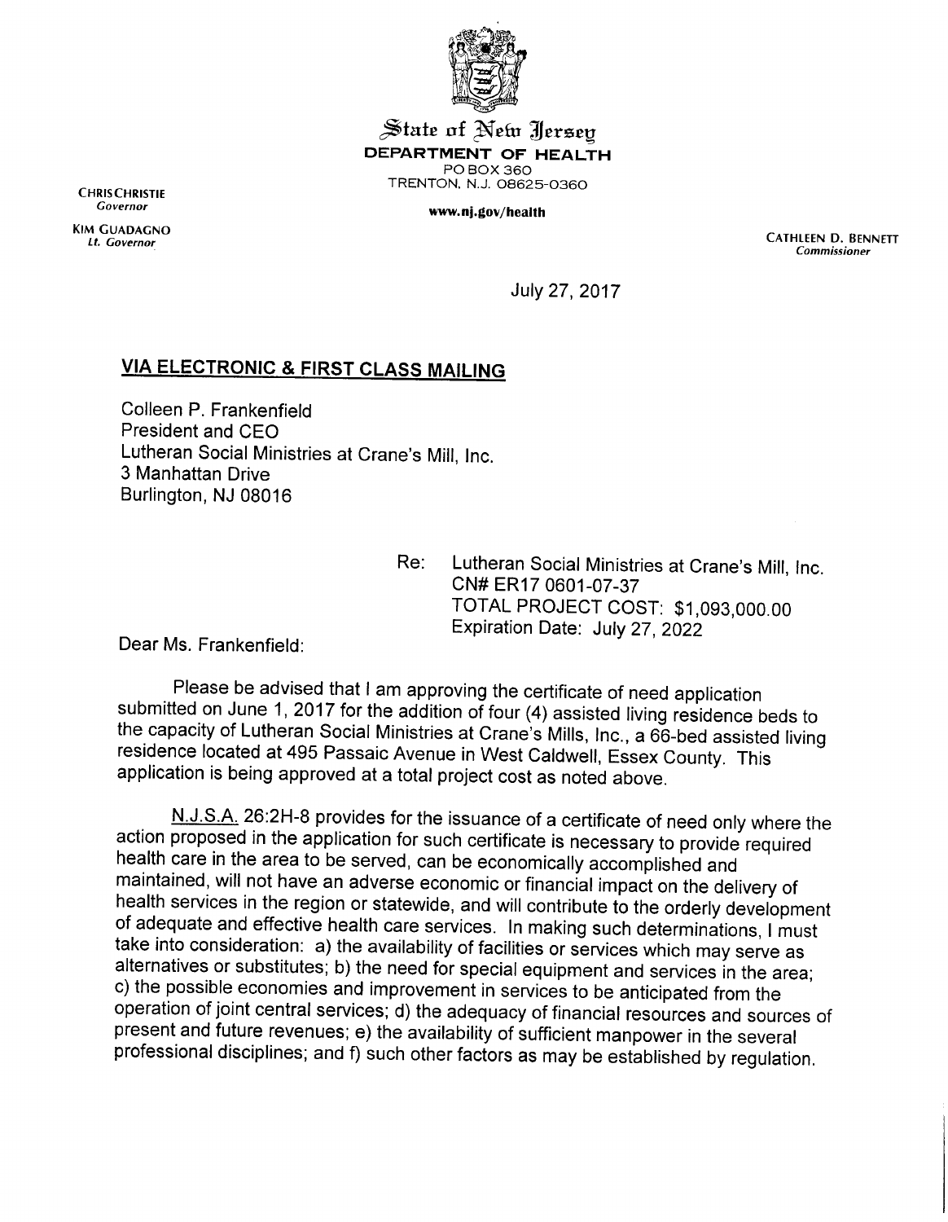State of New Jersey
**DEPARTMENT OF HEALTH**
PO BOX 360
TRENTON, N.J. 08625-0360

**www.nj.gov/health**

CHRIS CHRISTIE
*Governor*

KIM GUADAGNO
*Lt. Governor*

CATHLEEN D. BENNETT
*Commissioner*

July 27, 2017

**VIA ELECTRONIC & FIRST CLASS MAILING**

Colleen P. Frankenfield
President and CEO
Lutheran Social Ministries at Crane's Mill, Inc.
3 Manhattan Drive
Burlington, NJ 08016

Re: Lutheran Social Ministries at Crane's Mill, Inc.
CN# ER17 0601-07-37
TOTAL PROJECT COST: $1,093,000.00
Expiration Date: July 27, 2022

Dear Ms. Frankenfield:

Please be advised that I am approving the certificate of need application submitted on June 1, 2017 for the addition of four (4) assisted living residence beds to the capacity of Lutheran Social Ministries at Crane's Mills, Inc., a 66-bed assisted living residence located at 495 Passaic Avenue in West Caldwell, Essex County. This application is being approved at a total project cost as noted above.

N.J.S.A. 26:2H-8 provides for the issuance of a certificate of need only where the action proposed in the application for such certificate is necessary to provide required health care in the area to be served, can be economically accomplished and maintained, will not have an adverse economic or financial impact on the delivery of health services in the region or statewide, and will contribute to the orderly development of adequate and effective health care services. In making such determinations, I must take into consideration: a) the availability of facilities or services which may serve as alternatives or substitutes; b) the need for special equipment and services in the area; c) the possible economies and improvement in services to be anticipated from the operation of joint central services; d) the adequacy of financial resources and sources of present and future revenues; e) the availability of sufficient manpower in the several professional disciplines; and f) such other factors as may be established by regulation.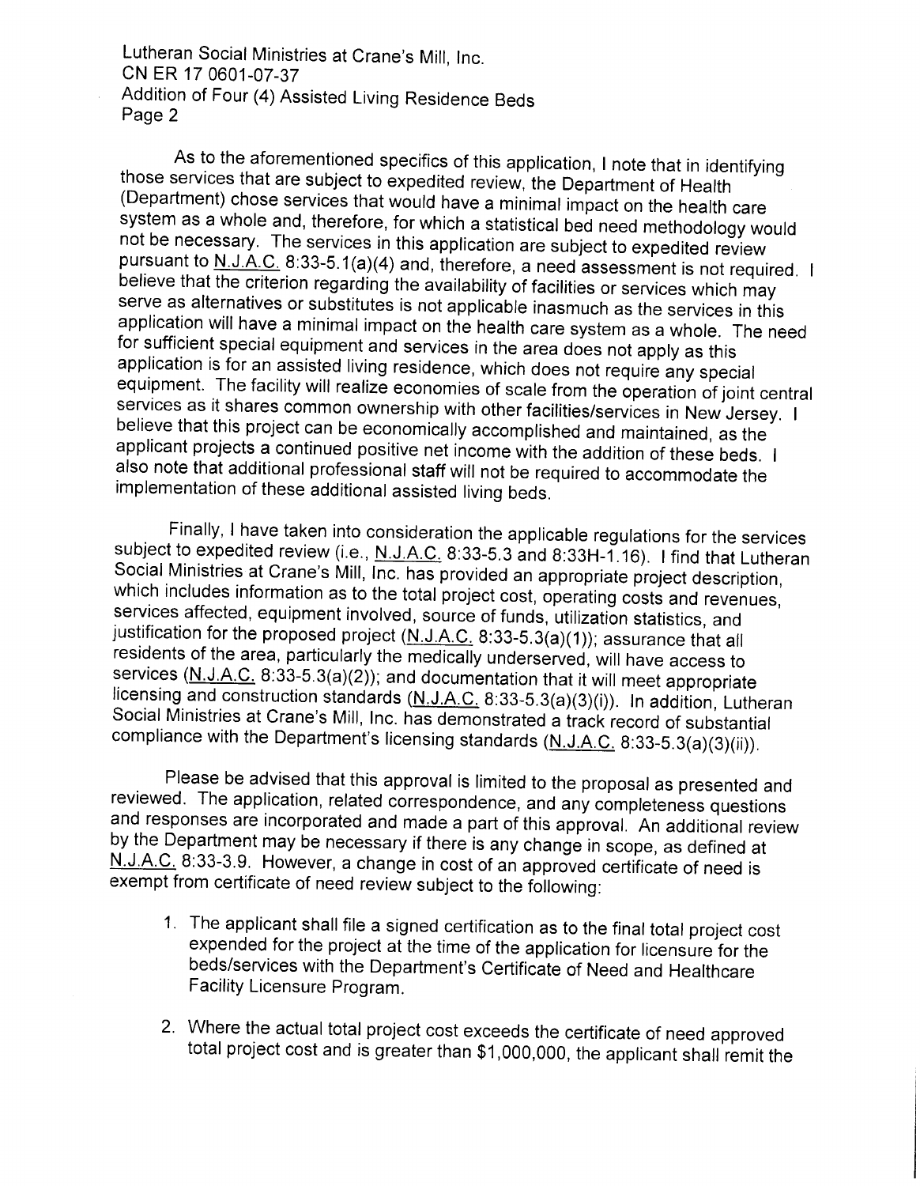As to the aforementioned specifics of this application, I note that in identifying those services that are subject to expedited review, the Department of Health (Department) chose services that would have a minimal impact on the health care system as a whole and, therefore, for which a statistical bed need methodology would not be necessary. The services in this application are subject to expedited review pursuant to N.J.A.C. 8:33-5.1(a)(4) and, therefore, a need assessment is not required. I believe that the criterion regarding the availability of facilities or services which may serve as alternatives or substitutes is not applicable inasmuch as the services in this application will have a minimal impact on the health care system as a whole. The need for sufficient special equipment and services in the area does not apply as this application is for an assisted living residence, which does not require any special equipment. The facility will realize economies of scale from the operation of joint central services as it shares common ownership with other facilities/services in New Jersey. I believe that this project can be economically accomplished and maintained, as the applicant projects a continued positive net income with the addition of these beds. I also note that additional professional staff will not be required to accommodate the implementation of these additional assisted living beds.

Finally, I have taken into consideration the applicable regulations for the services subject to expedited review (i.e., N.J.A.C. 8:33-5.3 and 8:33H-1.16). I find that Lutheran Social Ministries at Crane's Mill, Inc. has provided an appropriate project description, which includes information as to the total project cost, operating costs and revenues, services affected, equipment involved, source of funds, utilization statistics, and justification for the proposed project (N.J.A.C. 8:33-5.3(a)(1)); assurance that all residents of the area, particularly the medically underserved, will have access to services (N.J.A.C. 8:33-5.3(a)(2)); and documentation that it will meet appropriate licensing and construction standards (N.J.A.C. 8:33-5.3(a)(3)(i)). In addition, Lutheran Social Ministries at Crane's Mill, Inc. has demonstrated a track record of substantial compliance with the Department's licensing standards (N.J.A.C. 8:33-5.3(a)(3)(ii)).

Please be advised that this approval is limited to the proposal as presented and reviewed. The application, related correspondence, and any completeness questions and responses are incorporated and made a part of this approval. An additional review by the Department may be necessary if there is any change in scope, as defined at N.J.A.C. 8:33-3.9. However, a change in cost of an approved certificate of need is exempt from certificate of need review subject to the following:

1. The applicant shall file a signed certification as to the final total project cost expended for the project at the time of the application for licensure for the beds/services with the Department's Certificate of Need and Healthcare Facility Licensure Program.

2. Where the actual total project cost exceeds the certificate of need approved total project cost and is greater than $1,000,000, the applicant shall remit the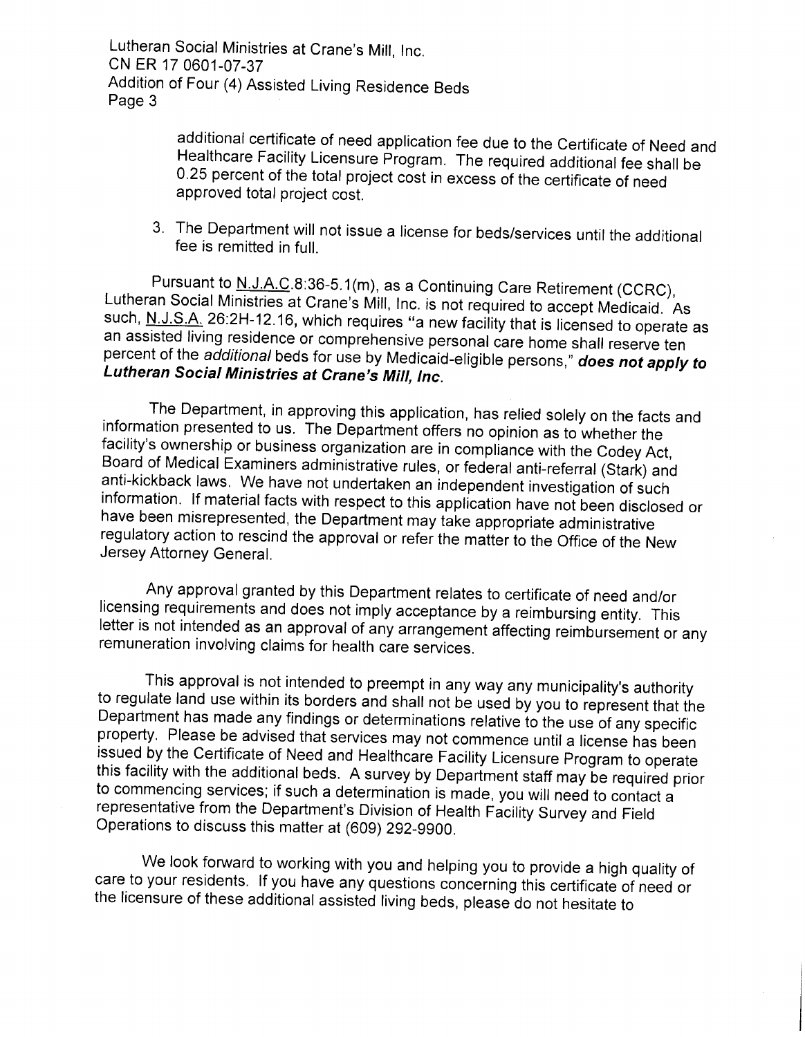additional certificate of need application fee due to the Certificate of Need and Healthcare Facility Licensure Program. The required additional fee shall be 0.25 percent of the total project cost in excess of the certificate of need approved total project cost.

3. The Department will not issue a license for beds/services until the additional fee is remitted in full.

Pursuant to N.J.A.C.8:36-5.1(m), as a Continuing Care Retirement (CCRC), Lutheran Social Ministries at Crane's Mill, Inc. is not required to accept Medicaid. As such, N.J.S.A. 26:2H-12.16, which requires "a new facility that is licensed to operate as an assisted living residence or comprehensive personal care home shall reserve ten percent of the *additional* beds for use by Medicaid-eligible persons," ***does not apply to Lutheran Social Ministries at Crane's Mill, Inc.***

The Department, in approving this application, has relied solely on the facts and information presented to us. The Department offers no opinion as to whether the facility's ownership or business organization are in compliance with the Codey Act, Board of Medical Examiners administrative rules, or federal anti-referral (Stark) and anti-kickback laws. We have not undertaken an independent investigation of such information. If material facts with respect to this application have not been disclosed or have been misrepresented, the Department may take appropriate administrative regulatory action to rescind the approval or refer the matter to the Office of the New Jersey Attorney General.

Any approval granted by this Department relates to certificate of need and/or licensing requirements and does not imply acceptance by a reimbursing entity. This letter is not intended as an approval of any arrangement affecting reimbursement or any remuneration involving claims for health care services.

This approval is not intended to preempt in any way any municipality's authority to regulate land use within its borders and shall not be used by you to represent that the Department has made any findings or determinations relative to the use of any specific property. Please be advised that services may not commence until a license has been issued by the Certificate of Need and Healthcare Facility Licensure Program to operate this facility with the additional beds. A survey by Department staff may be required prior to commencing services; if such a determination is made, you will need to contact a representative from the Department's Division of Health Facility Survey and Field Operations to discuss this matter at (609) 292-9900.

We look forward to working with you and helping you to provide a high quality of care to your residents. If you have any questions concerning this certificate of need or the licensure of these additional assisted living beds, please do not hesitate to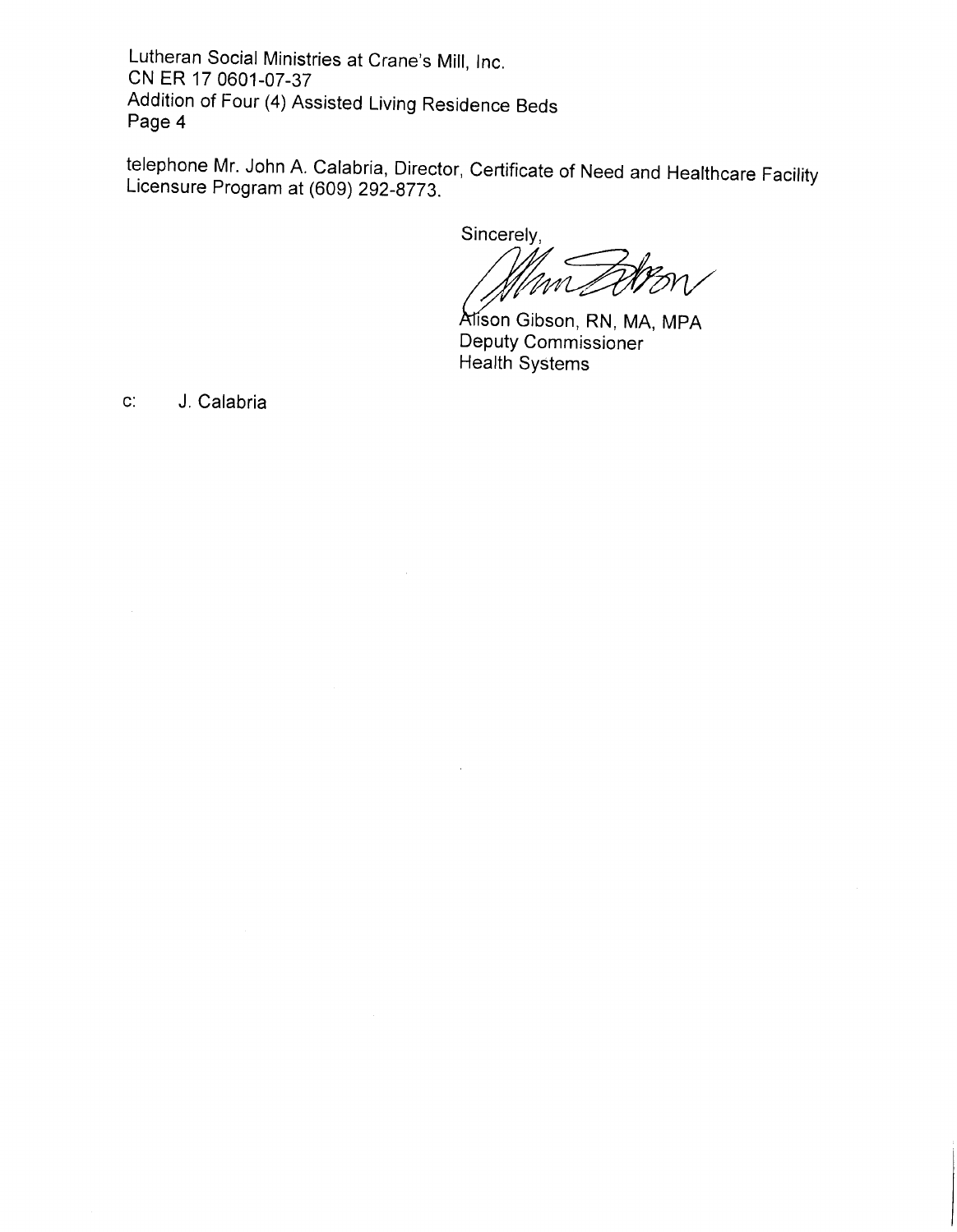telephone Mr. John A. Calabria, Director, Certificate of Need and Healthcare Facility Licensure Program at (609) 292-8773.

Sincerely,

Alison Gibson, RN, MA, MPA
Deputy Commissioner
Health Systems

c: J. Calabria